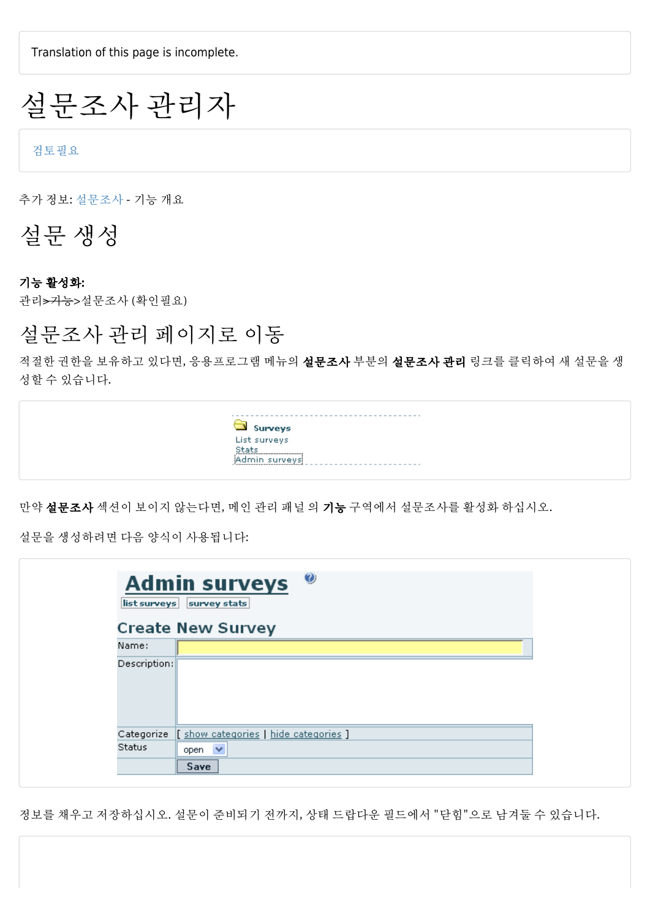Translation of this page is incomplete.

# 설문조사 관리자

검토필요

추가 정보: 설문조사 - 기능 개요

## 설문 생성

**기능 활성화:**
관리>~~기능~~>설문조사 (확인필요)

### 설문조사 관리 페이지로 이동

적절한 권한을 보유하고 있다면, 응용프로그램 메뉴의 **설문조사** 부분의 **설문조사 관리** 링크를 클릭하여 새 설문을 생성할 수 있습니다.

만약 **설문조사** 섹션이 보이지 않는다면, 메인 관리 패널 의 **기능** 구역에서 설문조사를 활성화 하십시오.

설문을 생성하려면 다음 양식이 사용됩니다:

정보를 채우고 저장하십시오. 설문이 준비되기 전까지, 상태 드랍다운 필드에서 "닫힘"으로 남겨둘 수 있습니다.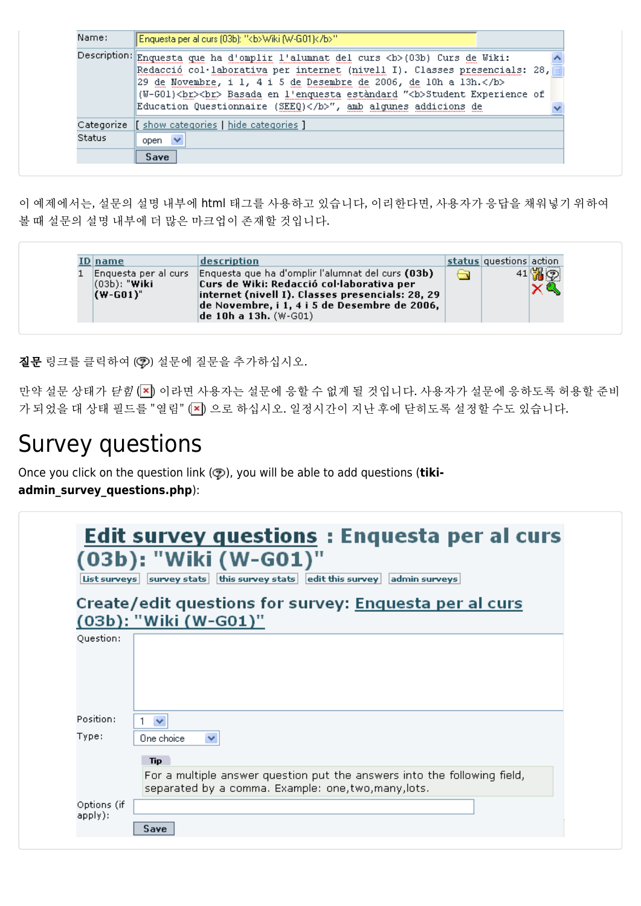| | |
|---|---|
| Name: | Enquesta per al curs (03b): "<b>Wiki (W-G01)</b>" |
| Description: | Enquesta que ha d'omplir l'alumnat del curs <b>(03b) Curs de Wiki: Redacció col·laborativa per internet (nivell I). Classes presencials: 28, 29 de Novembre, i 1, 4 i 5 de Desembre de 2006, de 10h a 13h.</b> (W-G01)<br><br> Basada en l'enquesta estàndard "<b>Student Experience of Education Questionnaire (SEEQ)</b>", amb algunes addicions de |
| Categorize | [ show categories \| hide categories ] |
| Status | open |
| | Save |

이 예제에서는, 설문의 설명 내부에 html 태그를 사용하고 있습니다, 이리한다면, 사용자가 응답을 채워넣기 위하여 볼 때 설문의 설명 내부에 더 많은 마크업이 존재할 것입니다.

| ID | name | description | status | questions | action |
|---|---|---|---|---|---|
| 1 | Enquesta per al curs (03b): "**Wiki (W-G01)**" | Enquesta que ha d'omplir l'alumnat del curs **(03b) Curs de Wiki: Redacció col·laborativa per internet (nivell I). Classes presencials: 28, 29 de Novembre, i 1, 4 i 5 de Desembre de 2006, de 10h a 13h.** (W-G01) | | 41 | |

**질문** 링크를 클릭하여 () 설문에 질문을 추가하십시오.

만약 설문 상태가 *닫힘* () 이라면 사용자는 설문에 응할 수 없게 될 것입니다. 사용자가 설문에 응하도록 허용할 준비가 되었을 대 상태 필드를 "열림" () 으로 하십시오. 일정시간이 지난 후에 닫히도록 설정할 수도 있습니다.

# Survey questions

Once you click on the question link (), you will be able to add questions (**tiki-admin_survey_questions.php**):

## Edit survey questions : Enquesta per al curs (03b): "Wiki (W-G01)"

List surveys | survey stats | this survey stats | edit this survey | admin surveys

### Create/edit questions for survey: Enquesta per al curs (03b): "Wiki (W-G01)"

| | |
|---|---|
| Question: | |
| Position: | 1 |
| Type: | One choice |
| | **Tip** For a multiple answer question put the answers into the following field, separated by a comma. Example: one,two,many,lots. |
| Options (if apply): | |
| | Save |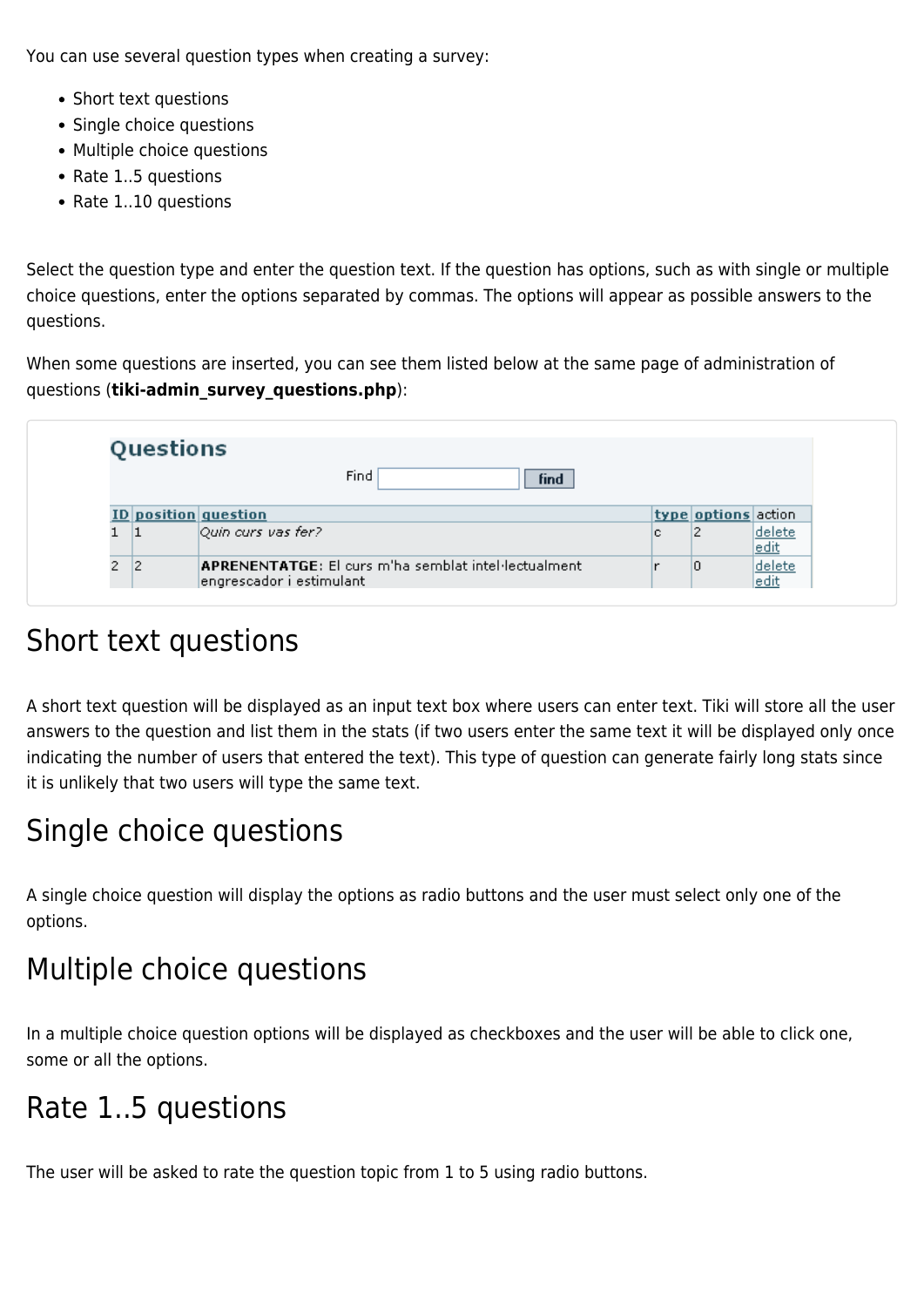You can use several question types when creating a survey:

- Short text questions
- Single choice questions
- Multiple choice questions
- Rate 1..5 questions
- Rate 1..10 questions

Select the question type and enter the question text. If the question has options, such as with single or multiple choice questions, enter the options separated by commas. The options will appear as possible answers to the questions.

When some questions are inserted, you can see them listed below at the same page of administration of questions (**tiki-admin_survey_questions.php**):

**Questions**

Find [          ] find

| ID | position | question | type | options | action |
|---|---|---|---|---|---|
| 1 | 1 | *Quin curs vas fer?* | c | 2 | delete edit |
| 2 | 2 | **APRENENTATGE:** El curs m'ha semblat intel·lectualment engrescador i estimulant | r | 0 | delete edit |

## Short text questions

A short text question will be displayed as an input text box where users can enter text. Tiki will store all the user answers to the question and list them in the stats (if two users enter the same text it will be displayed only once indicating the number of users that entered the text). This type of question can generate fairly long stats since it is unlikely that two users will type the same text.

## Single choice questions

A single choice question will display the options as radio buttons and the user must select only one of the options.

## Multiple choice questions

In a multiple choice question options will be displayed as checkboxes and the user will be able to click one, some or all the options.

## Rate 1..5 questions

The user will be asked to rate the question topic from 1 to 5 using radio buttons.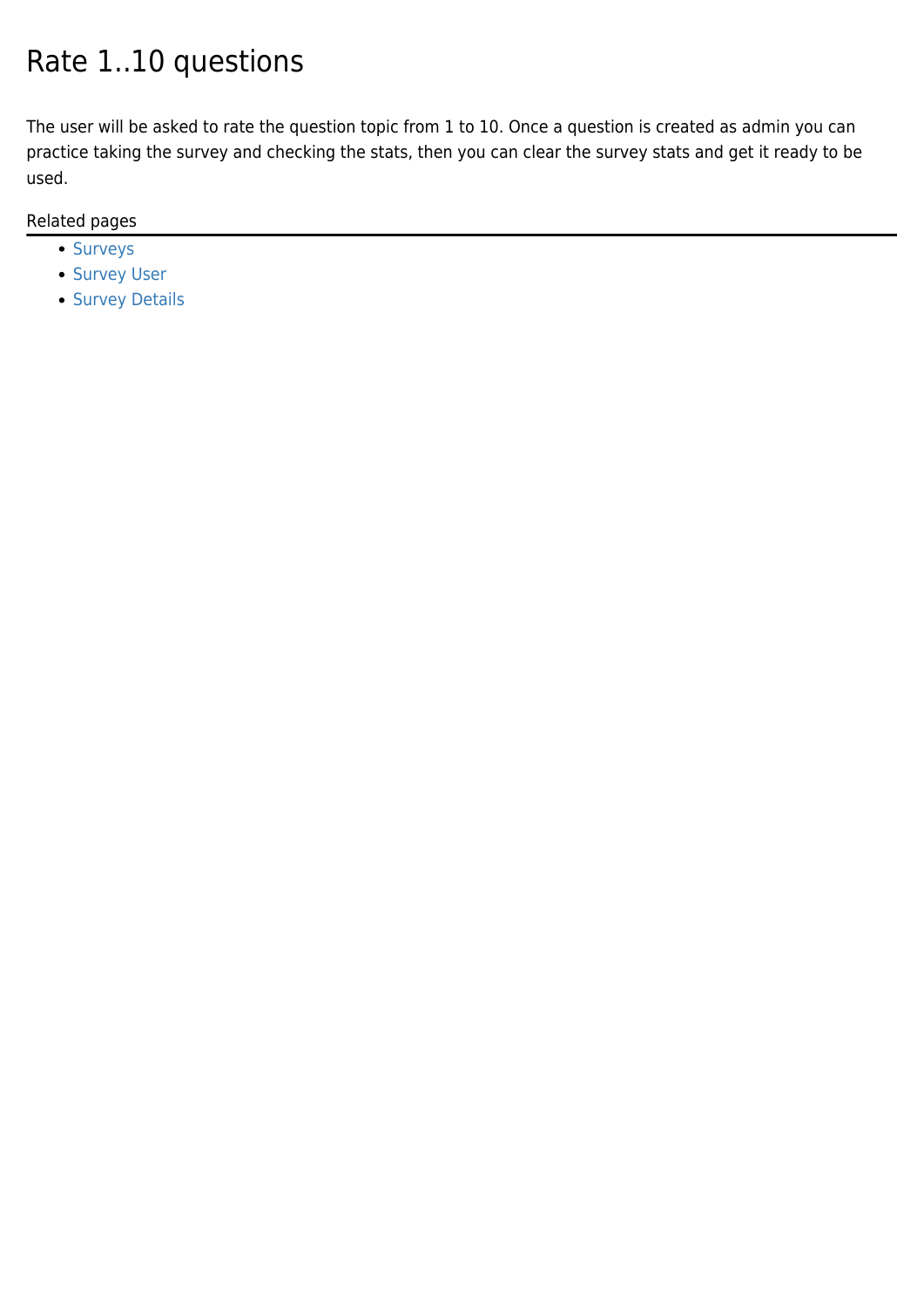# Rate 1..10 questions

The user will be asked to rate the question topic from 1 to 10. Once a question is created as admin you can practice taking the survey and checking the stats, then you can clear the survey stats and get it ready to be used.

Related pages

- Surveys
- Survey User
- Survey Details